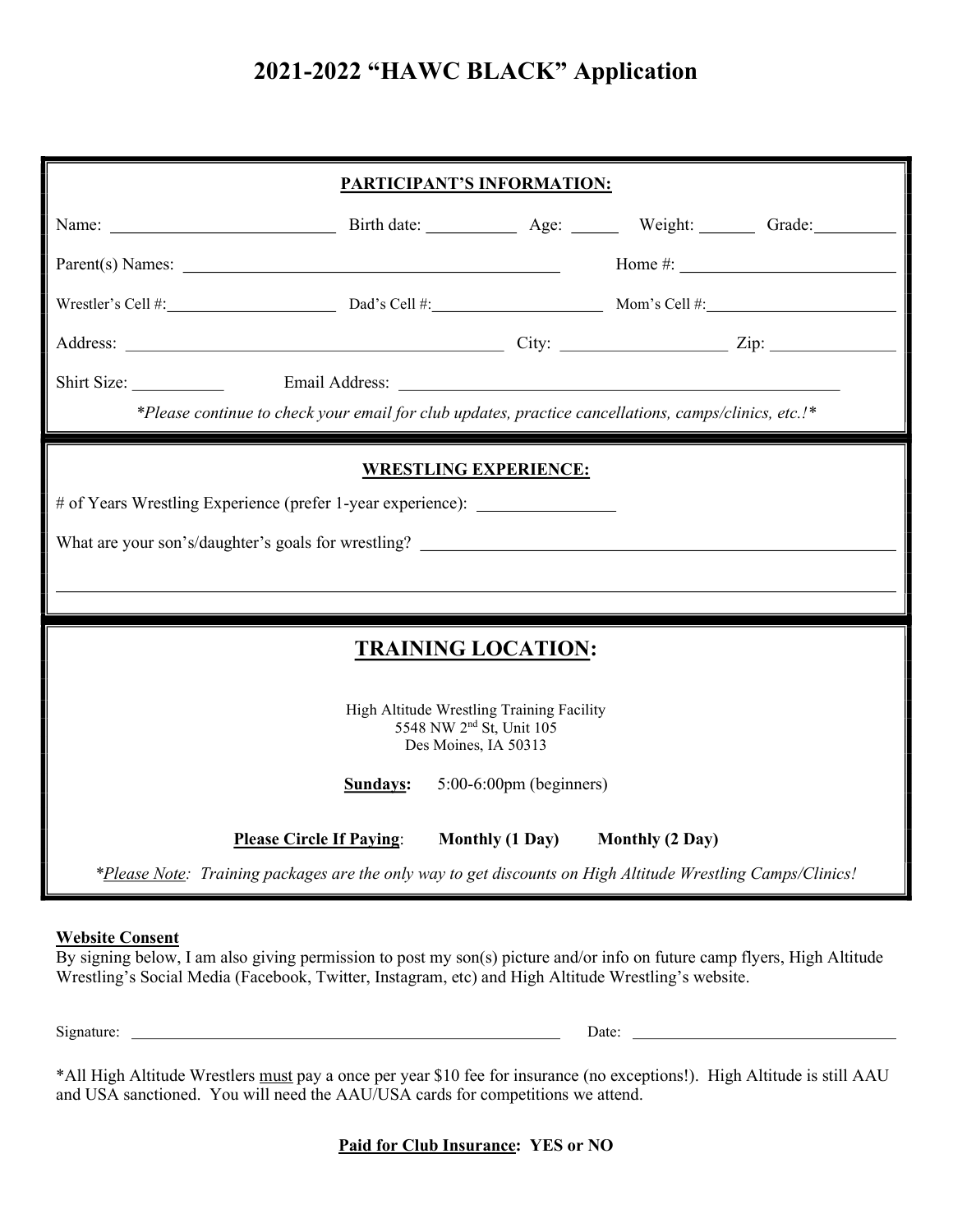# 2021-2022 "HAWC BLACK" Application

**PARTICIPANT'S INFORMATION:**

Name: ______________________ Birth date: __________ Age: _____ Weight: ______ Grade: ________

Parent(s) Names: ____________________________________ Home #: ______________________

Wrestler's Cell #: __________________ Dad's Cell #: __________________ Mom's Cell #: __________________

Address: ____________________________________ City: ________________ Zip: ____________

Shirt Size: __________ Email Address: ____________________________________________

*\*Please continue to check your email for club updates, practice cancellations, camps/clinics, etc.!\**

**WRESTLING EXPERIENCE:**

# of Years Wrestling Experience (prefer 1-year experience): ______________

What are your son's/daughter's goals for wrestling? ____________________________________________

______________________________________________________________________________

## TRAINING LOCATION:

High Altitude Wrestling Training Facility
5548 NW 2nd St, Unit 105
Des Moines, IA 50313

**Sundays:** 5:00-6:00pm (beginners)

**Please Circle If Paying**: **Monthly (1 Day)** **Monthly (2 Day)**

*\*Please Note: Training packages are the only way to get discounts on High Altitude Wrestling Camps/Clinics!*

**Website Consent**
By signing below, I am also giving permission to post my son(s) picture and/or info on future camp flyers, High Altitude Wrestling's Social Media (Facebook, Twitter, Instagram, etc) and High Altitude Wrestling's website.

Signature: ____________________________________________ Date: ________________________

\*All High Altitude Wrestlers must pay a once per year $10 fee for insurance (no exceptions!). High Altitude is still AAU and USA sanctioned. You will need the AAU/USA cards for competitions we attend.

**Paid for Club Insurance: YES or NO**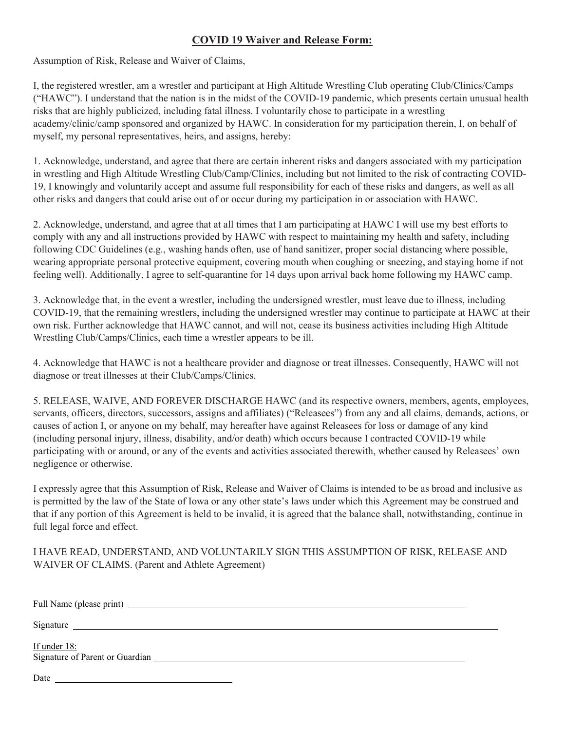## COVID 19 Waiver and Release Form:

Assumption of Risk, Release and Waiver of Claims,

I, the registered wrestler, am a wrestler and participant at High Altitude Wrestling Club operating Club/Clinics/Camps ("HAWC"). I understand that the nation is in the midst of the COVID-19 pandemic, which presents certain unusual health risks that are highly publicized, including fatal illness. I voluntarily chose to participate in a wrestling academy/clinic/camp sponsored and organized by HAWC. In consideration for my participation therein, I, on behalf of myself, my personal representatives, heirs, and assigns, hereby:

1. Acknowledge, understand, and agree that there are certain inherent risks and dangers associated with my participation in wrestling and High Altitude Wrestling Club/Camp/Clinics, including but not limited to the risk of contracting COVID-19, I knowingly and voluntarily accept and assume full responsibility for each of these risks and dangers, as well as all other risks and dangers that could arise out of or occur during my participation in or association with HAWC.

2. Acknowledge, understand, and agree that at all times that I am participating at HAWC I will use my best efforts to comply with any and all instructions provided by HAWC with respect to maintaining my health and safety, including following CDC Guidelines (e.g., washing hands often, use of hand sanitizer, proper social distancing where possible, wearing appropriate personal protective equipment, covering mouth when coughing or sneezing, and staying home if not feeling well). Additionally, I agree to self-quarantine for 14 days upon arrival back home following my HAWC camp.

3. Acknowledge that, in the event a wrestler, including the undersigned wrestler, must leave due to illness, including COVID-19, that the remaining wrestlers, including the undersigned wrestler may continue to participate at HAWC at their own risk. Further acknowledge that HAWC cannot, and will not, cease its business activities including High Altitude Wrestling Club/Camps/Clinics, each time a wrestler appears to be ill.

4. Acknowledge that HAWC is not a healthcare provider and diagnose or treat illnesses. Consequently, HAWC will not diagnose or treat illnesses at their Club/Camps/Clinics.

5. RELEASE, WAIVE, AND FOREVER DISCHARGE HAWC (and its respective owners, members, agents, employees, servants, officers, directors, successors, assigns and affiliates) ("Releasees") from any and all claims, demands, actions, or causes of action I, or anyone on my behalf, may hereafter have against Releasees for loss or damage of any kind (including personal injury, illness, disability, and/or death) which occurs because I contracted COVID-19 while participating with or around, or any of the events and activities associated therewith, whether caused by Releasees' own negligence or otherwise.

I expressly agree that this Assumption of Risk, Release and Waiver of Claims is intended to be as broad and inclusive as is permitted by the law of the State of Iowa or any other state's laws under which this Agreement may be construed and that if any portion of this Agreement is held to be invalid, it is agreed that the balance shall, notwithstanding, continue in full legal force and effect.

I HAVE READ, UNDERSTAND, AND VOLUNTARILY SIGN THIS ASSUMPTION OF RISK, RELEASE AND WAIVER OF CLAIMS. (Parent and Athlete Agreement)

Full Name (please print) ______________________________

Signature ______________________________

If under 18:
Signature of Parent or Guardian ______________________________

Date ______________________________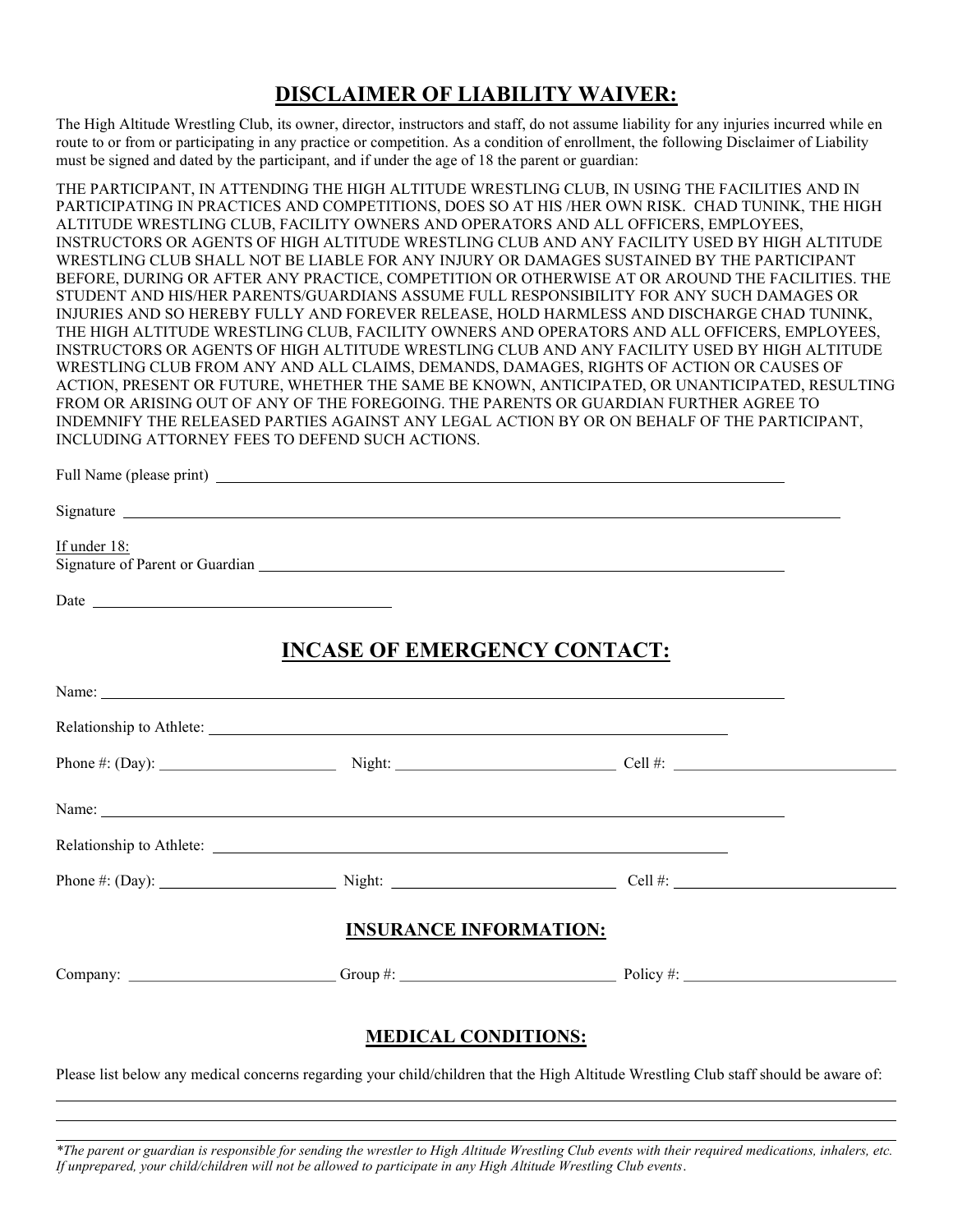## DISCLAIMER OF LIABILITY WAIVER:

The High Altitude Wrestling Club, its owner, director, instructors and staff, do not assume liability for any injuries incurred while en route to or from or participating in any practice or competition. As a condition of enrollment, the following Disclaimer of Liability must be signed and dated by the participant, and if under the age of 18 the parent or guardian:

THE PARTICIPANT, IN ATTENDING THE HIGH ALTITUDE WRESTLING CLUB, IN USING THE FACILITIES AND IN PARTICIPATING IN PRACTICES AND COMPETITIONS, DOES SO AT HIS /HER OWN RISK. CHAD TUNINK, THE HIGH ALTITUDE WRESTLING CLUB, FACILITY OWNERS AND OPERATORS AND ALL OFFICERS, EMPLOYEES, INSTRUCTORS OR AGENTS OF HIGH ALTITUDE WRESTLING CLUB AND ANY FACILITY USED BY HIGH ALTITUDE WRESTLING CLUB SHALL NOT BE LIABLE FOR ANY INJURY OR DAMAGES SUSTAINED BY THE PARTICIPANT BEFORE, DURING OR AFTER ANY PRACTICE, COMPETITION OR OTHERWISE AT OR AROUND THE FACILITIES. THE STUDENT AND HIS/HER PARENTS/GUARDIANS ASSUME FULL RESPONSIBILITY FOR ANY SUCH DAMAGES OR INJURIES AND SO HEREBY FULLY AND FOREVER RELEASE, HOLD HARMLESS AND DISCHARGE CHAD TUNINK, THE HIGH ALTITUDE WRESTLING CLUB, FACILITY OWNERS AND OPERATORS AND ALL OFFICERS, EMPLOYEES, INSTRUCTORS OR AGENTS OF HIGH ALTITUDE WRESTLING CLUB AND ANY FACILITY USED BY HIGH ALTITUDE WRESTLING CLUB FROM ANY AND ALL CLAIMS, DEMANDS, DAMAGES, RIGHTS OF ACTION OR CAUSES OF ACTION, PRESENT OR FUTURE, WHETHER THE SAME BE KNOWN, ANTICIPATED, OR UNANTICIPATED, RESULTING FROM OR ARISING OUT OF ANY OF THE FOREGOING. THE PARENTS OR GUARDIAN FURTHER AGREE TO INDEMNIFY THE RELEASED PARTIES AGAINST ANY LEGAL ACTION BY OR ON BEHALF OF THE PARTICIPANT, INCLUDING ATTORNEY FEES TO DEFEND SUCH ACTIONS.

Full Name (please print) ______________________________

Signature ______________________________

If under 18:
Signature of Parent or Guardian ______________________________

Date ____________________

## INCASE OF EMERGENCY CONTACT:

Name: ______________________________

Relationship to Athlete: ______________________________

Phone #: (Day): ______________ Night: ______________ Cell #: ______________

Name: ______________________________

Relationship to Athlete: ______________________________

Phone #: (Day): ______________ Night: ______________ Cell #: ______________

### INSURANCE INFORMATION:

Company: ______________ Group #: ______________ Policy #: ______________

### MEDICAL CONDITIONS:

Please list below any medical concerns regarding your child/children that the High Altitude Wrestling Club staff should be aware of:

______________________________

______________________________

______________________________

*\*The parent or guardian is responsible for sending the wrestler to High Altitude Wrestling Club events with their required medications, inhalers, etc. If unprepared, your child/children will not be allowed to participate in any High Altitude Wrestling Club events.*